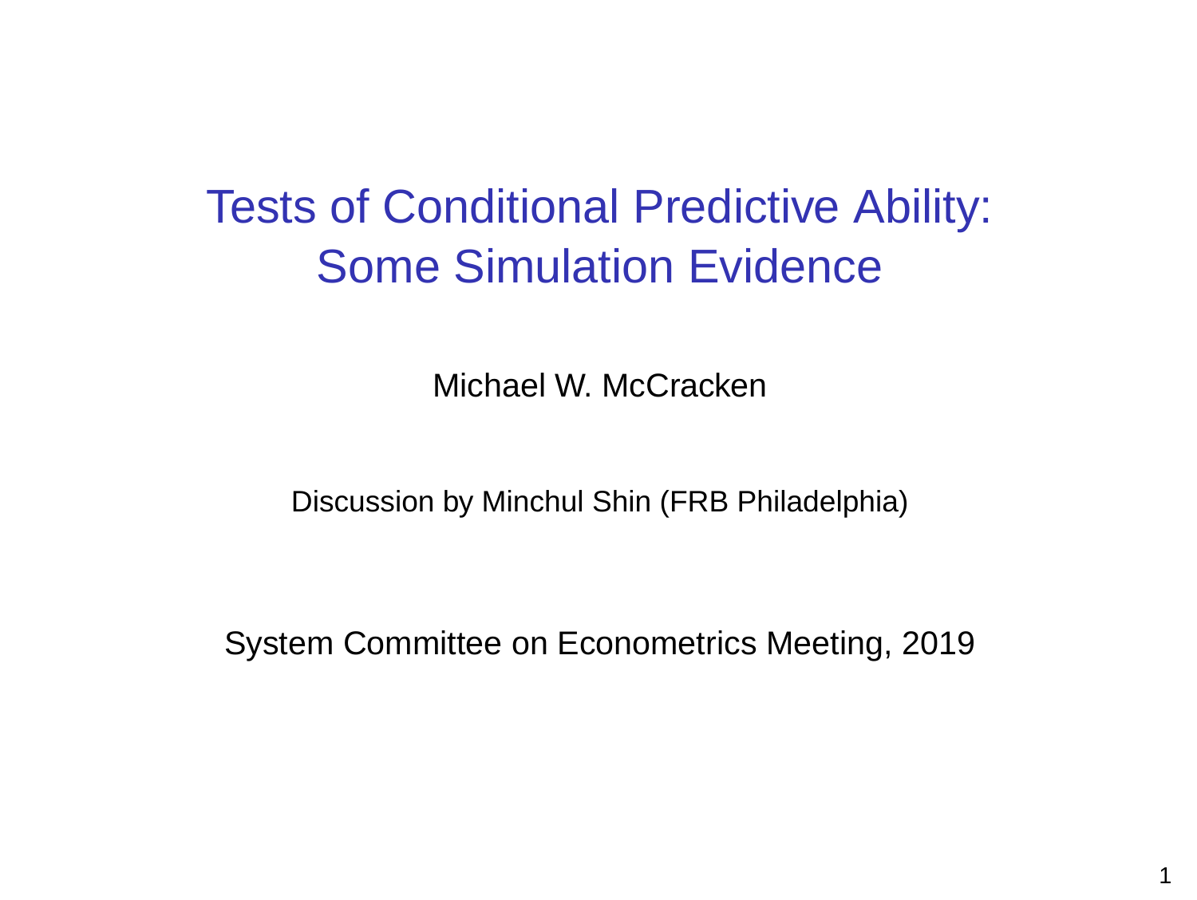# Tests of Conditional Predictive Ability: Some Simulation Evidence

Michael W. McCracken

Discussion by Minchul Shin (FRB Philadelphia)

System Committee on Econometrics Meeting, 2019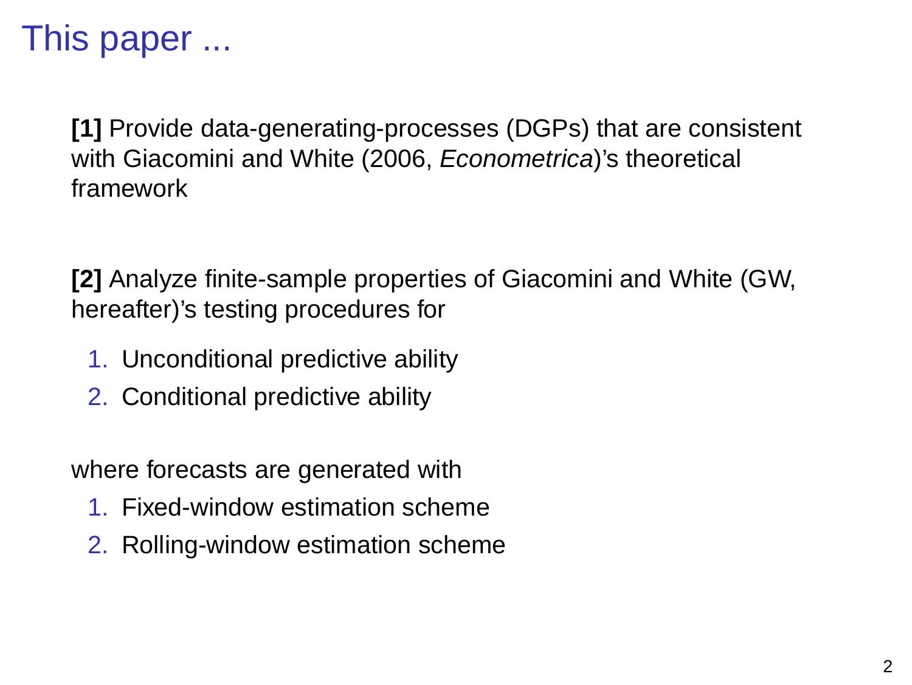# This paper ...

**[1]** Provide data-generating-processes (DGPs) that are consistent with Giacomini and White (2006, *Econometrica*)'s theoretical framework

**[2]** Analyze finite-sample properties of Giacomini and White (GW, hereafter)'s testing procedures for

1. Unconditional predictive ability
2. Conditional predictive ability

where forecasts are generated with

1. Fixed-window estimation scheme
2. Rolling-window estimation scheme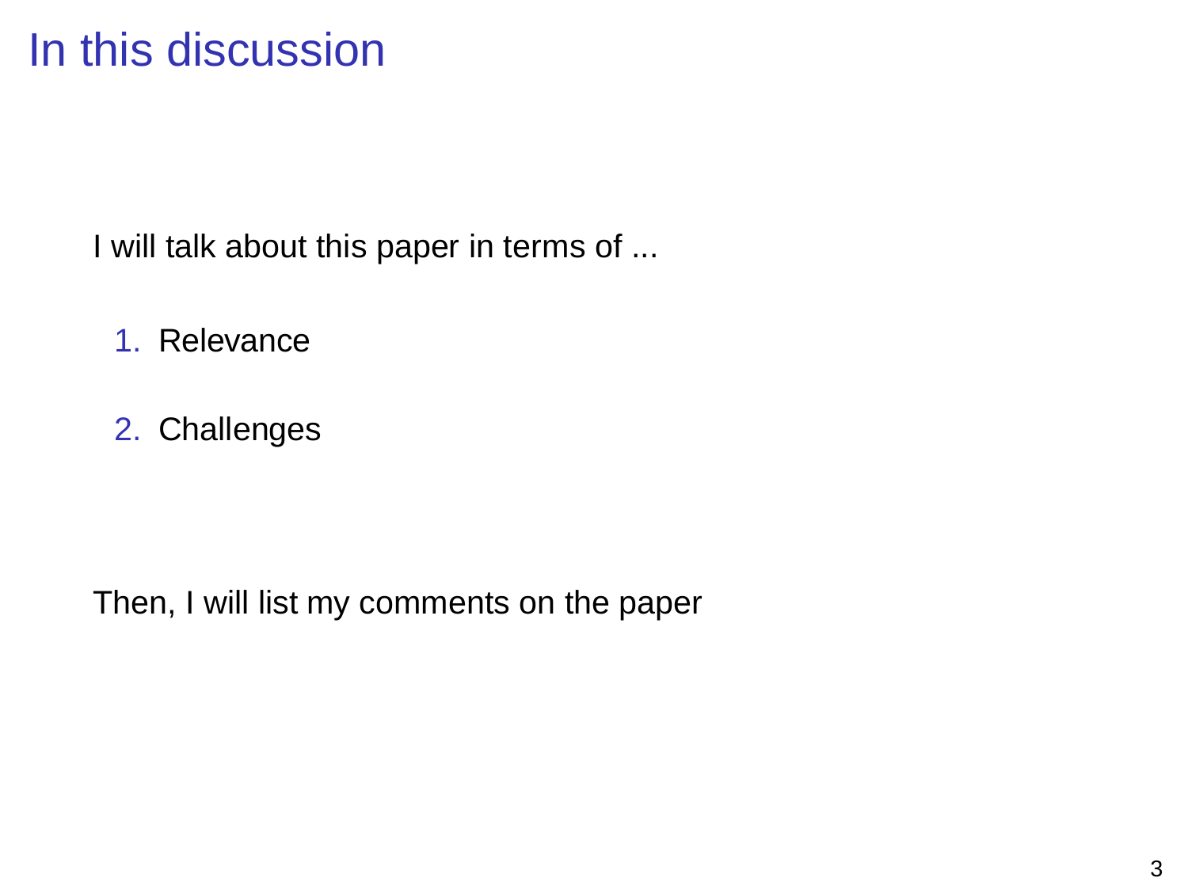# In this discussion

I will talk about this paper in terms of ...

1. Relevance
2. Challenges

Then, I will list my comments on the paper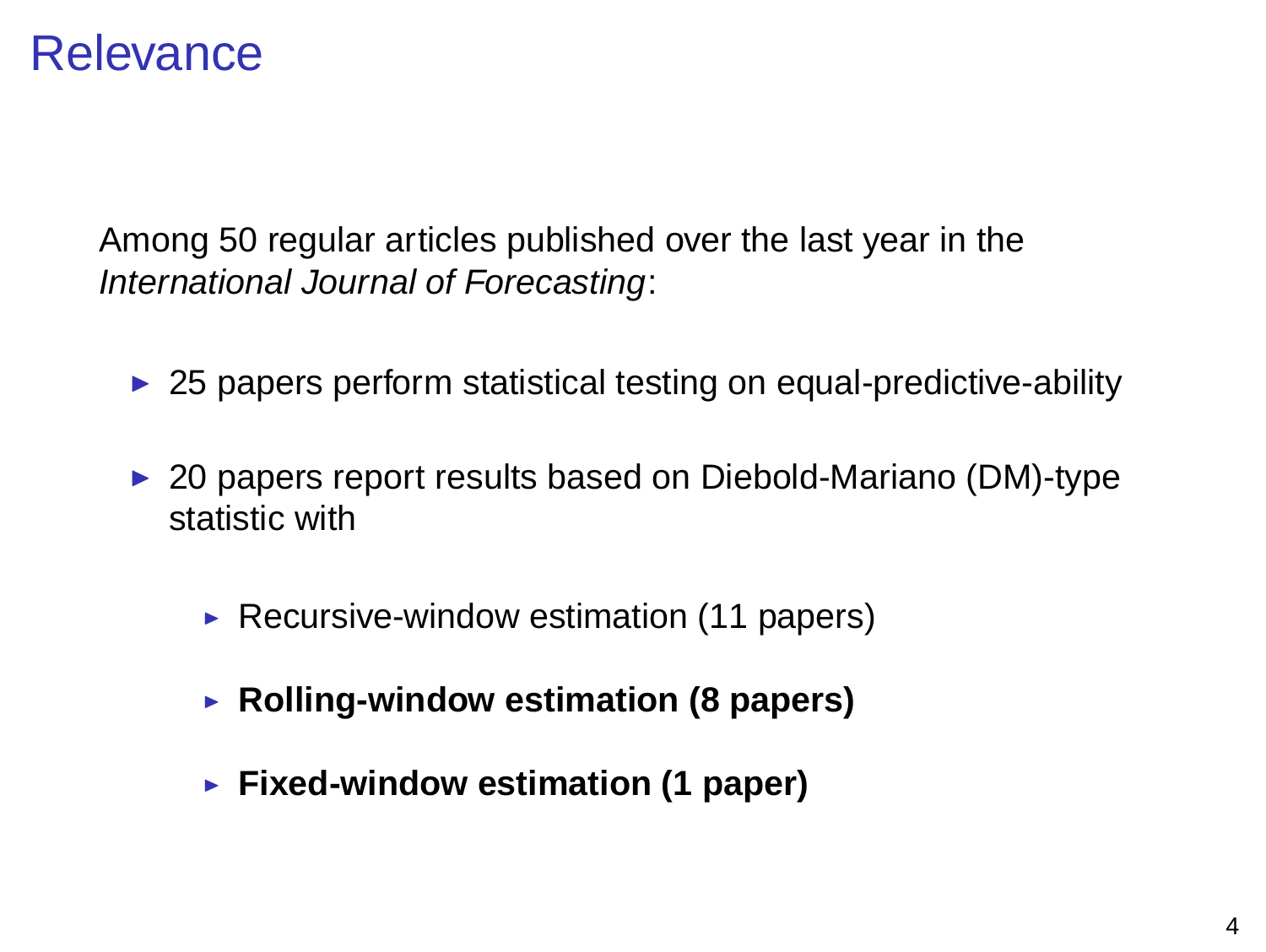# Relevance

Among 50 regular articles published over the last year in the *International Journal of Forecasting*:

- 25 papers perform statistical testing on equal-predictive-ability
- 20 papers report results based on Diebold-Mariano (DM)-type statistic with
  - Recursive-window estimation (11 papers)
  - **Rolling-window estimation (8 papers)**
  - **Fixed-window estimation (1 paper)**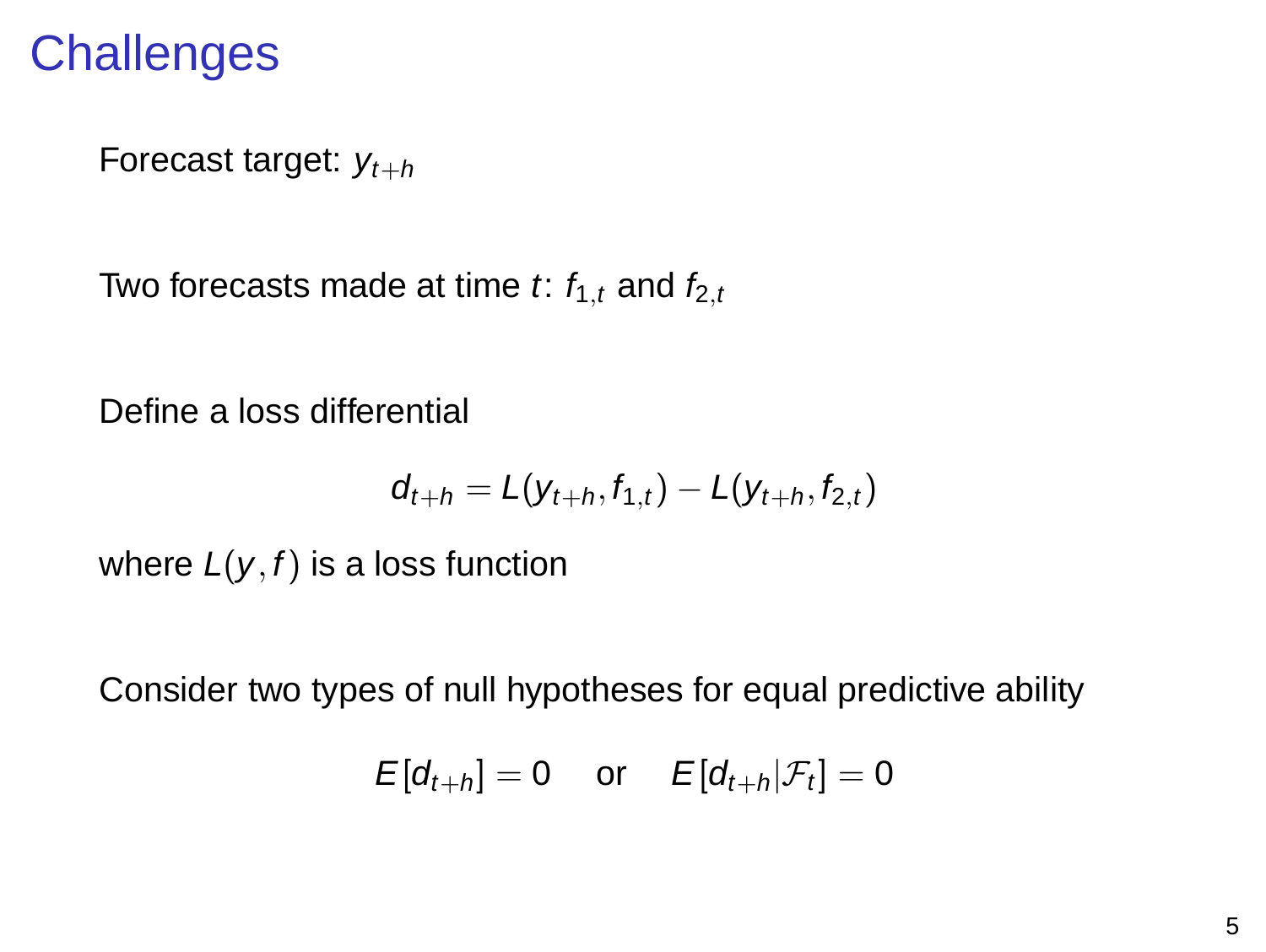# Challenges

Forecast target: $y_{t+h}$

Two forecasts made at time $t$: $f_{1,t}$ and $f_{2,t}$

Define a loss differential

$$d_{t+h} = L(y_{t+h}, f_{1,t}) - L(y_{t+h}, f_{2,t})$$

where $L(y, f)$ is a loss function

Consider two types of null hypotheses for equal predictive ability

$$E[d_{t+h}] = 0 \quad \text{or} \quad E[d_{t+h}|\mathcal{F}_t] = 0$$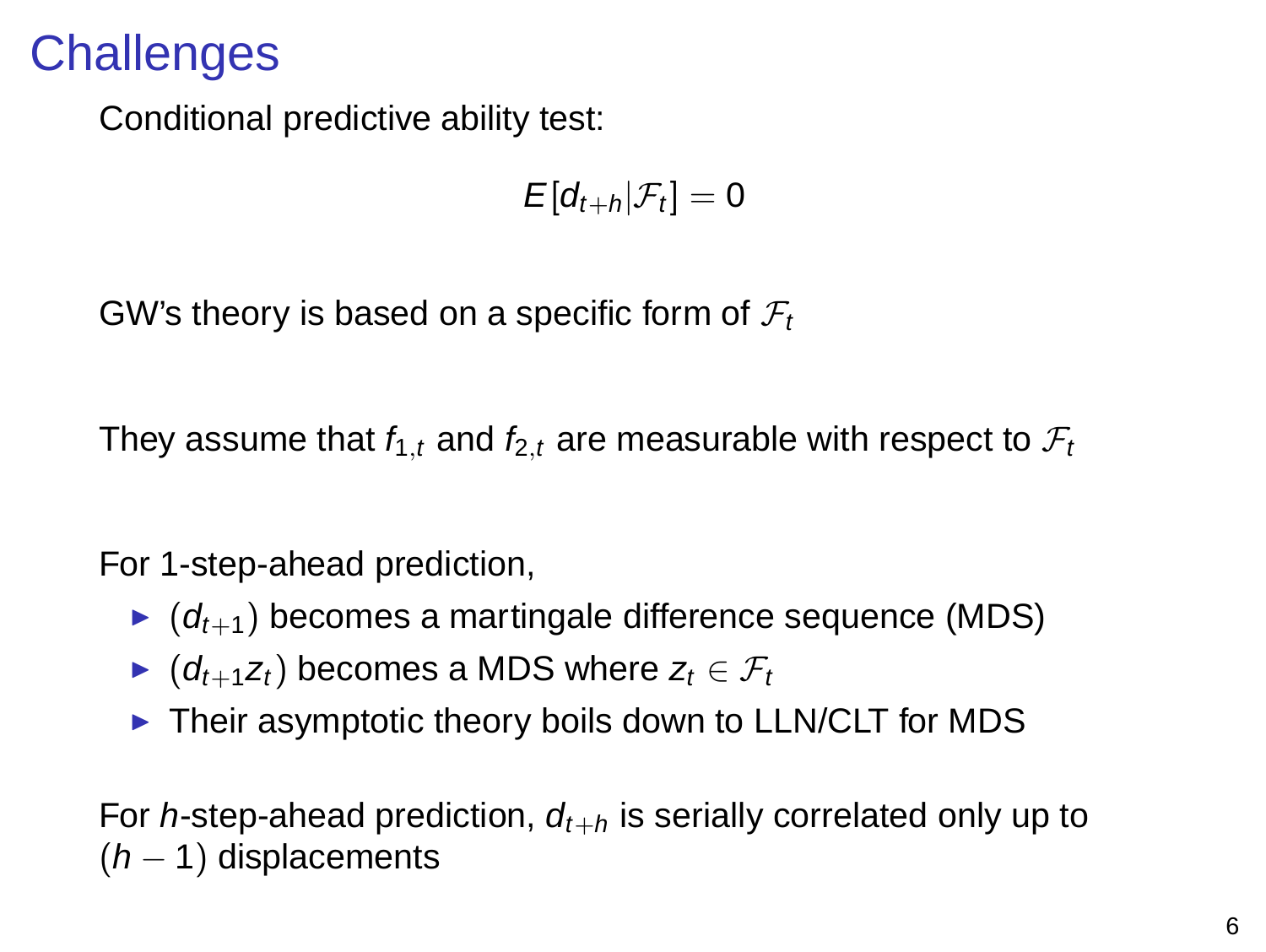# Challenges

Conditional predictive ability test:

$$E[d_{t+h}|\mathcal{F}_t] = 0$$

GW's theory is based on a specific form of $\mathcal{F}_t$

They assume that $f_{1,t}$ and $f_{2,t}$ are measurable with respect to $\mathcal{F}_t$

For 1-step-ahead prediction,

- $(d_{t+1})$ becomes a martingale difference sequence (MDS)
- $(d_{t+1} z_t)$ becomes a MDS where $z_t \in \mathcal{F}_t$
- Their asymptotic theory boils down to LLN/CLT for MDS

For $h$-step-ahead prediction, $d_{t+h}$ is serially correlated only up to $(h-1)$ displacements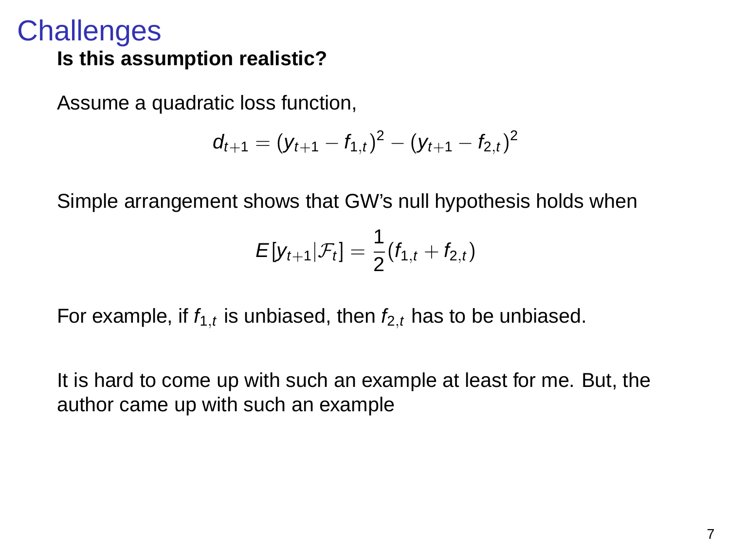# Challenges

**Is this assumption realistic?**

Assume a quadratic loss function,

$$d_{t+1} = (y_{t+1} - f_{1,t})^2 - (y_{t+1} - f_{2,t})^2$$

Simple arrangement shows that GW's null hypothesis holds when

$$E[y_{t+1}|\mathcal{F}_t] = \frac{1}{2}(f_{1,t} + f_{2,t})$$

For example, if $f_{1,t}$ is unbiased, then $f_{2,t}$ has to be unbiased.

It is hard to come up with such an example at least for me. But, the author came up with such an example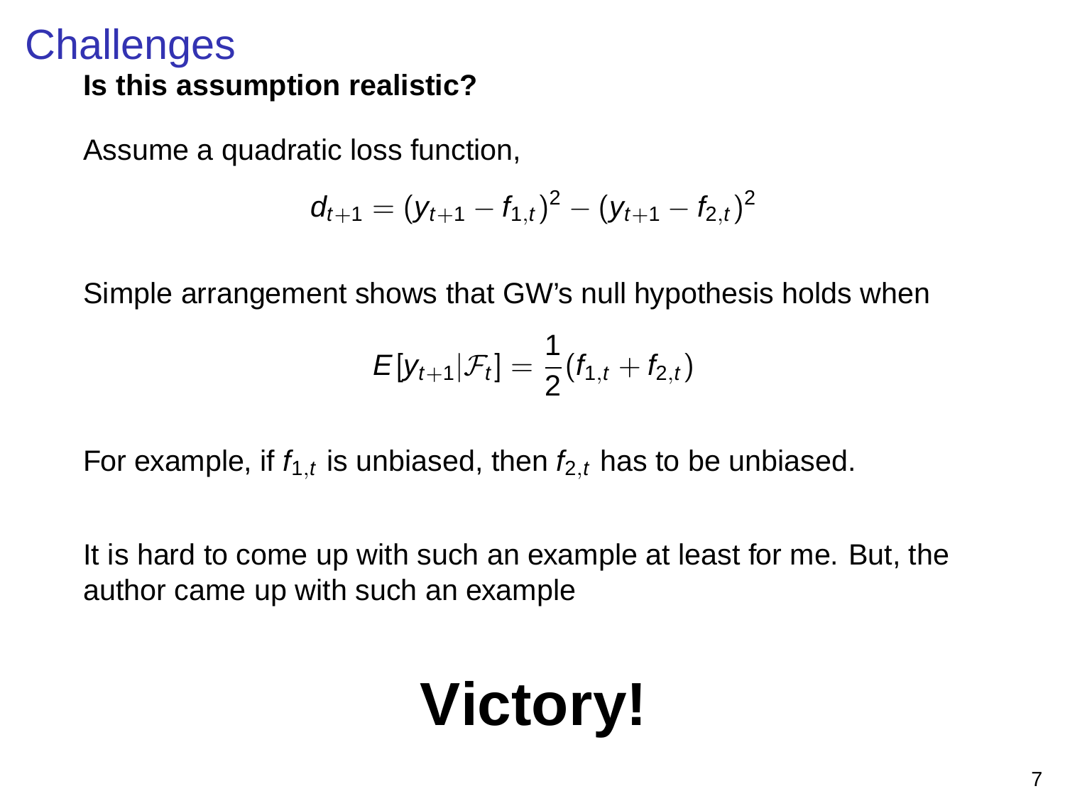# Challenges

**Is this assumption realistic?**

Assume a quadratic loss function,

$$d_{t+1} = (y_{t+1} - f_{1,t})^2 - (y_{t+1} - f_{2,t})^2$$

Simple arrangement shows that GW's null hypothesis holds when

$$E[y_{t+1}|\mathcal{F}_t] = \frac{1}{2}(f_{1,t} + f_{2,t})$$

For example, if $f_{1,t}$ is unbiased, then $f_{2,t}$ has to be unbiased.

It is hard to come up with such an example at least for me. But, the author came up with such an example

**Victory!**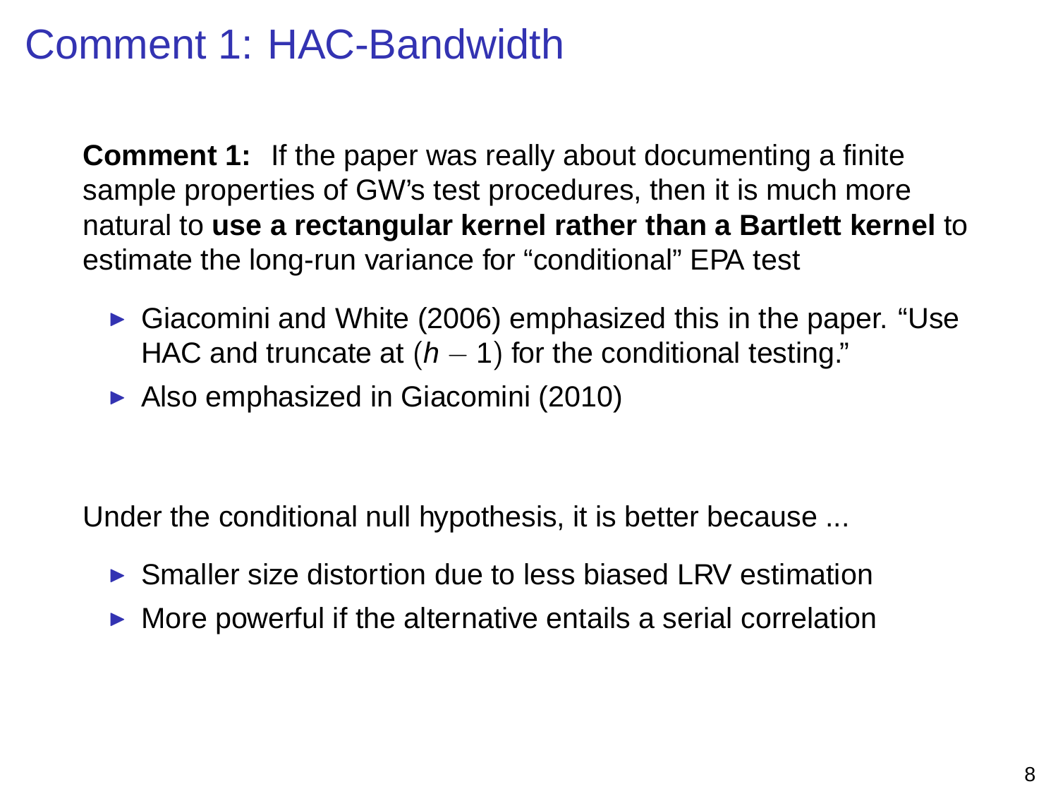# Comment 1: HAC-Bandwidth

**Comment 1:** If the paper was really about documenting a finite sample properties of GW's test procedures, then it is much more natural to **use a rectangular kernel rather than a Bartlett kernel** to estimate the long-run variance for "conditional" EPA test

- Giacomini and White (2006) emphasized this in the paper. "Use HAC and truncate at $(h - 1)$ for the conditional testing."
- Also emphasized in Giacomini (2010)

Under the conditional null hypothesis, it is better because ...

- Smaller size distortion due to less biased LRV estimation
- More powerful if the alternative entails a serial correlation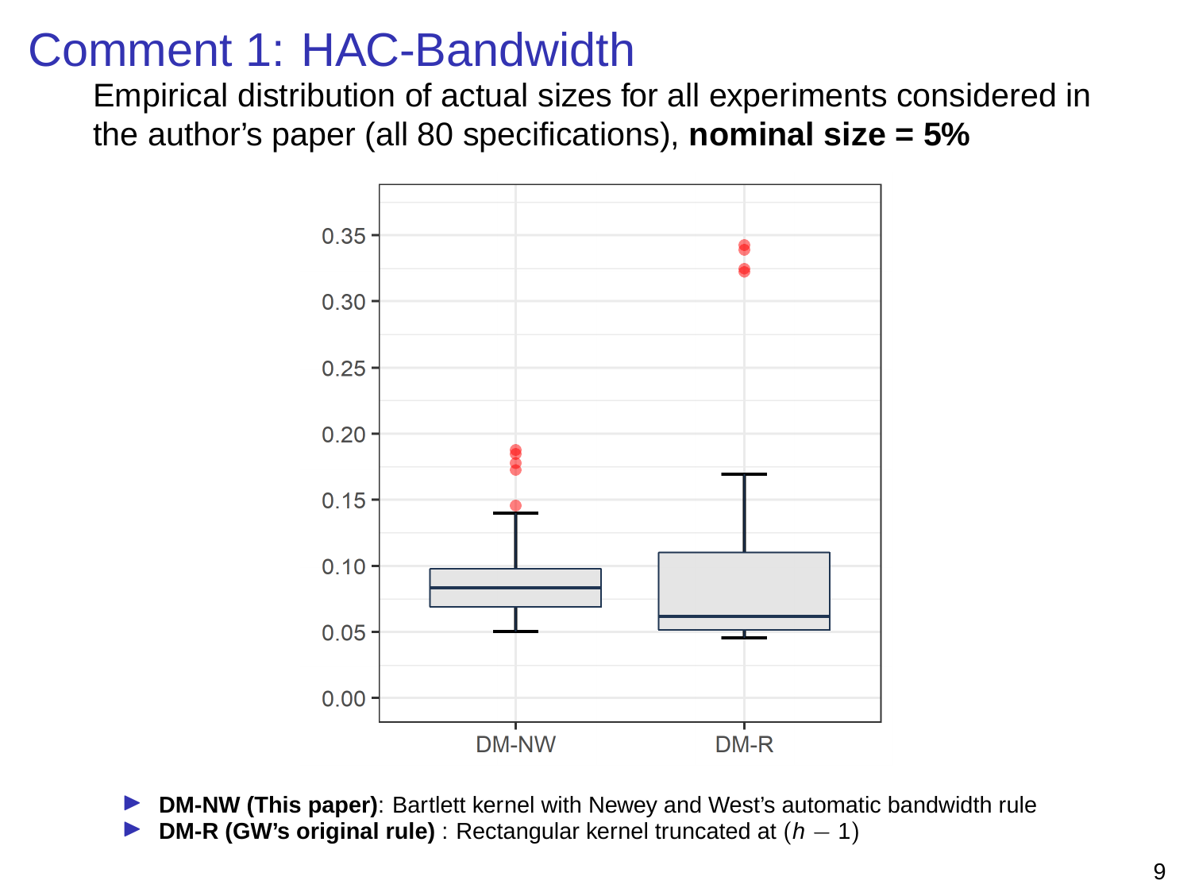# Comment 1: HAC-Bandwidth

Empirical distribution of actual sizes for all experiments considered in the author's paper (all 80 specifications), **nominal size = 5%**

- **DM-NW (This paper)**: Bartlett kernel with Newey and West's automatic bandwidth rule
- **DM-R (GW's original rule)** : Rectangular kernel truncated at $(h-1)$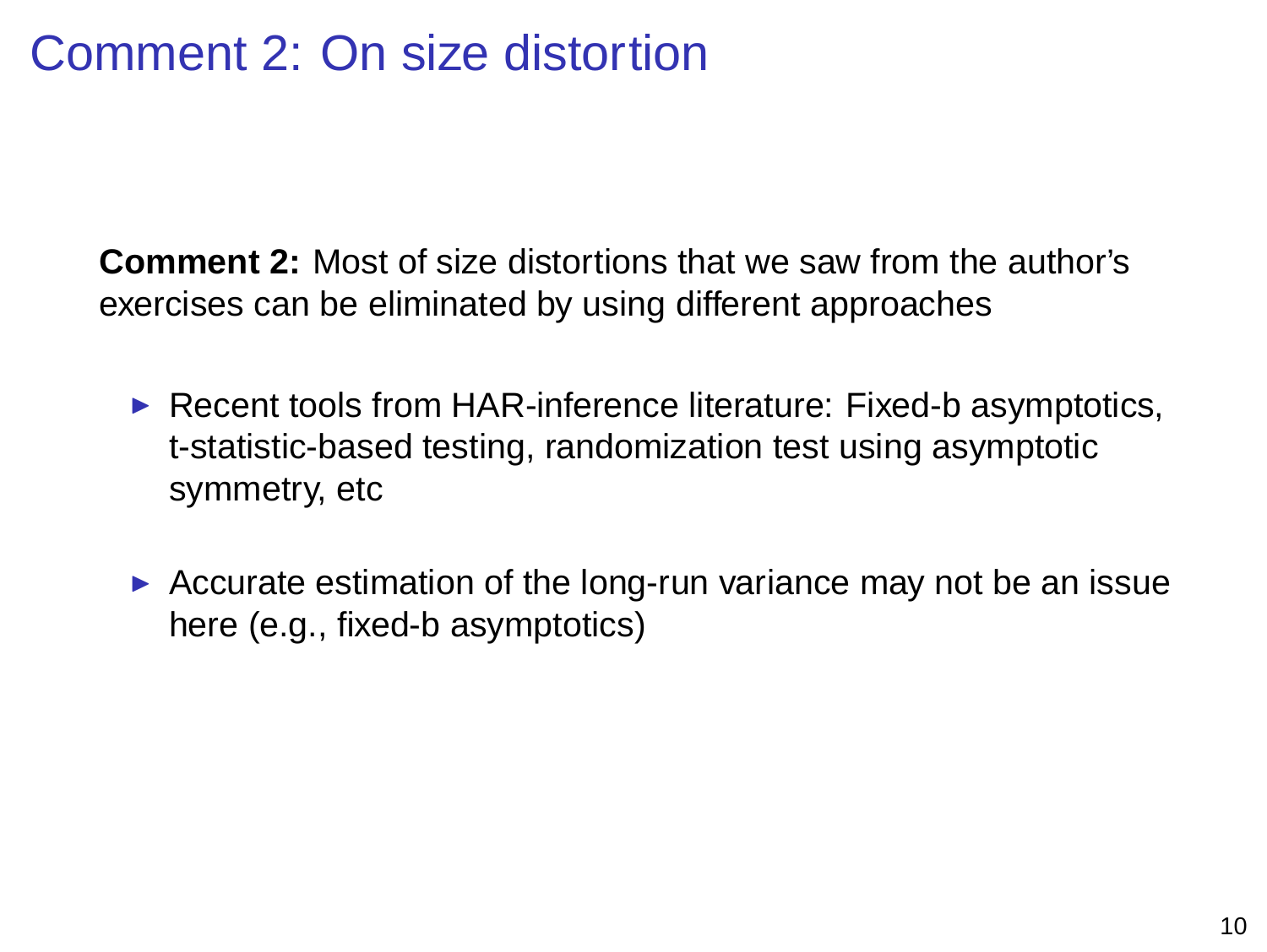# Comment 2: On size distortion

**Comment 2:** Most of size distortions that we saw from the author's exercises can be eliminated by using different approaches

- Recent tools from HAR-inference literature: Fixed-b asymptotics, t-statistic-based testing, randomization test using asymptotic symmetry, etc
- Accurate estimation of the long-run variance may not be an issue here (e.g., fixed-b asymptotics)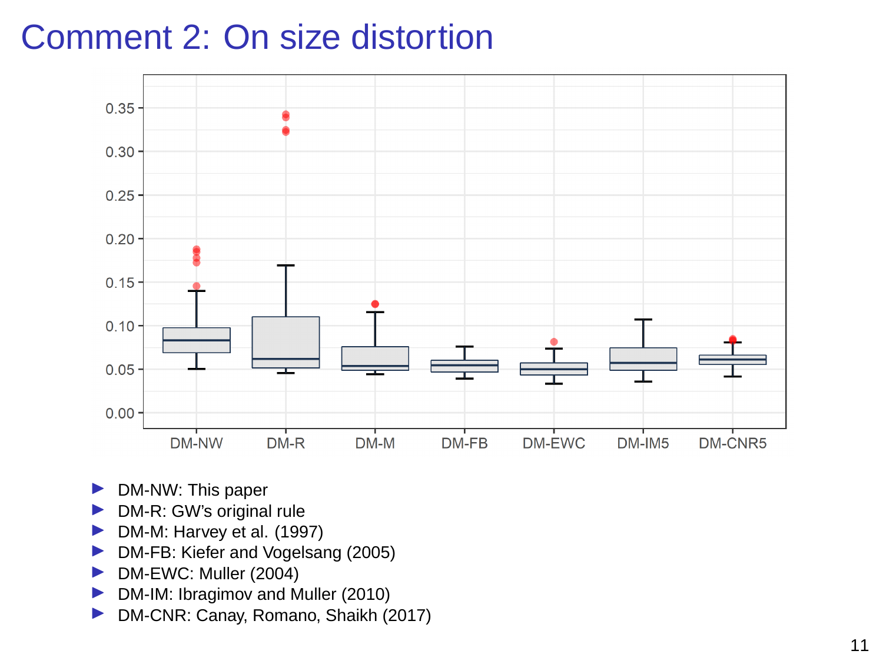# Comment 2: On size distortion

- DM-NW: This paper
- DM-R: GW's original rule
- DM-M: Harvey et al. (1997)
- DM-FB: Kiefer and Vogelsang (2005)
- DM-EWC: Muller (2004)
- DM-IM: Ibragimov and Muller (2010)
- DM-CNR: Canay, Romano, Shaikh (2017)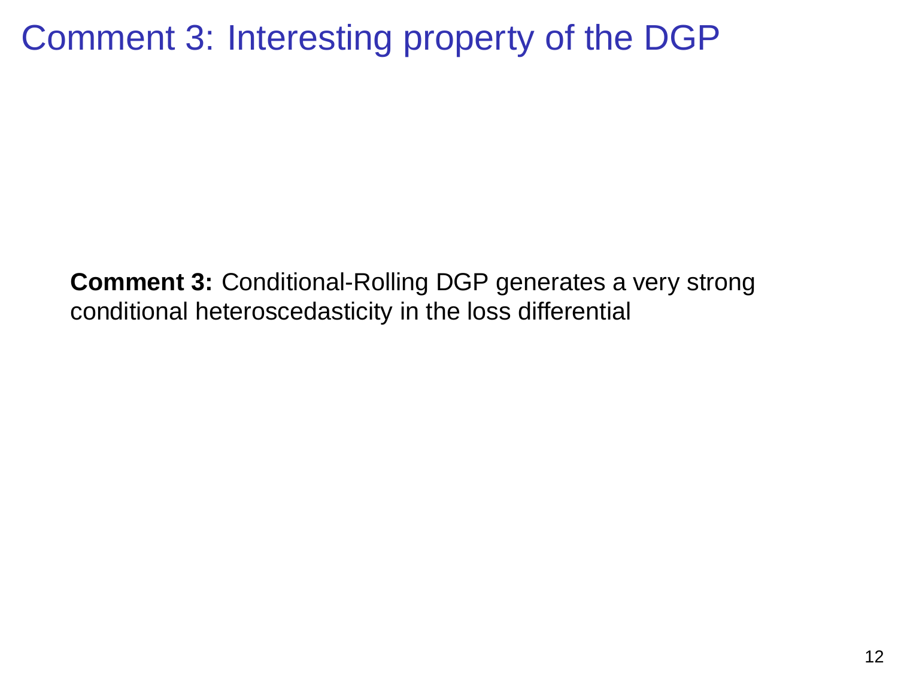# Comment 3: Interesting property of the DGP

**Comment 3:** Conditional-Rolling DGP generates a very strong conditional heteroscedasticity in the loss differential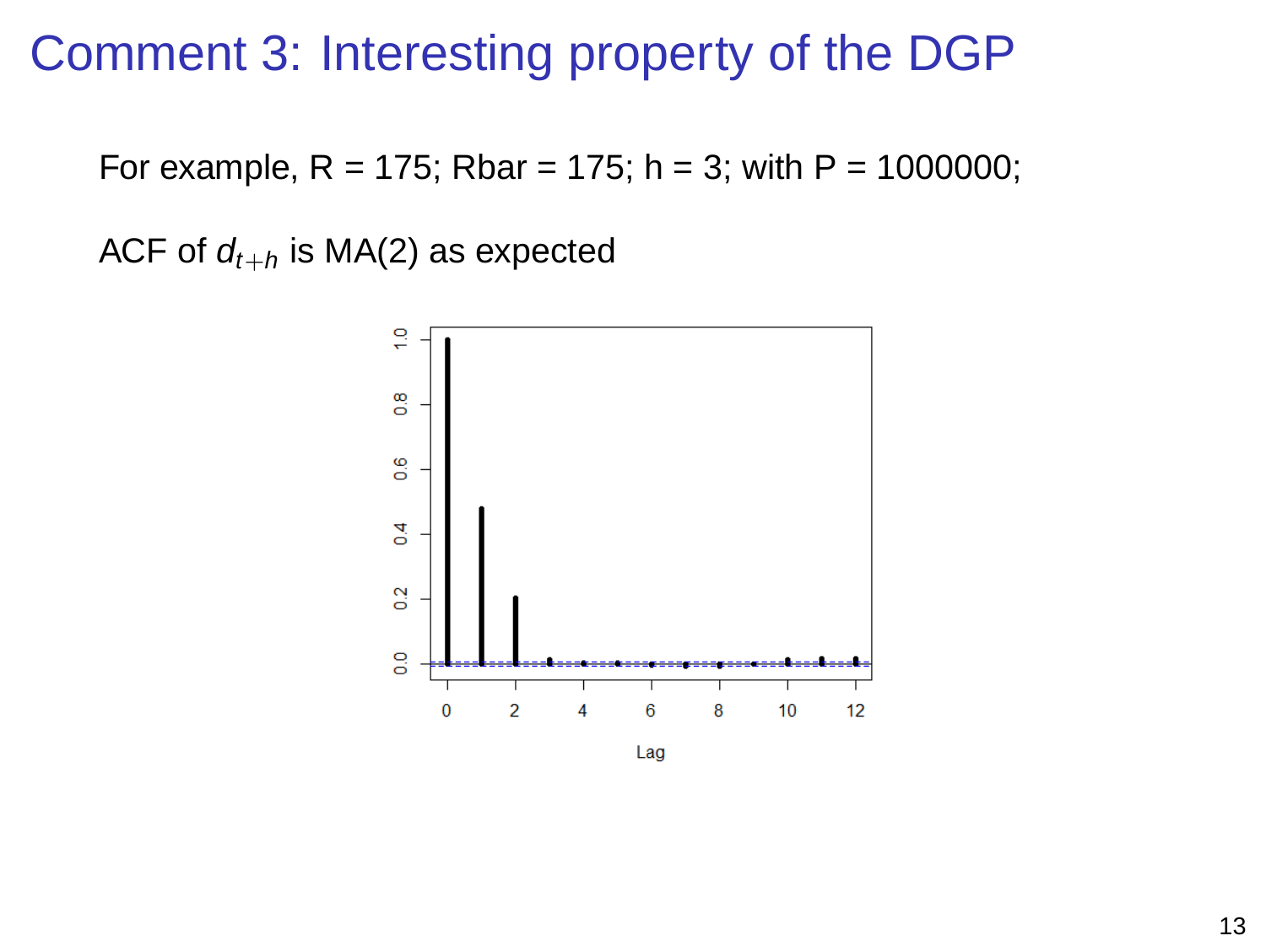# Comment 3: Interesting property of the DGP

For example, R = 175; Rbar = 175; h = 3; with P = 1000000;

ACF of $d_{t+h}$ is MA(2) as expected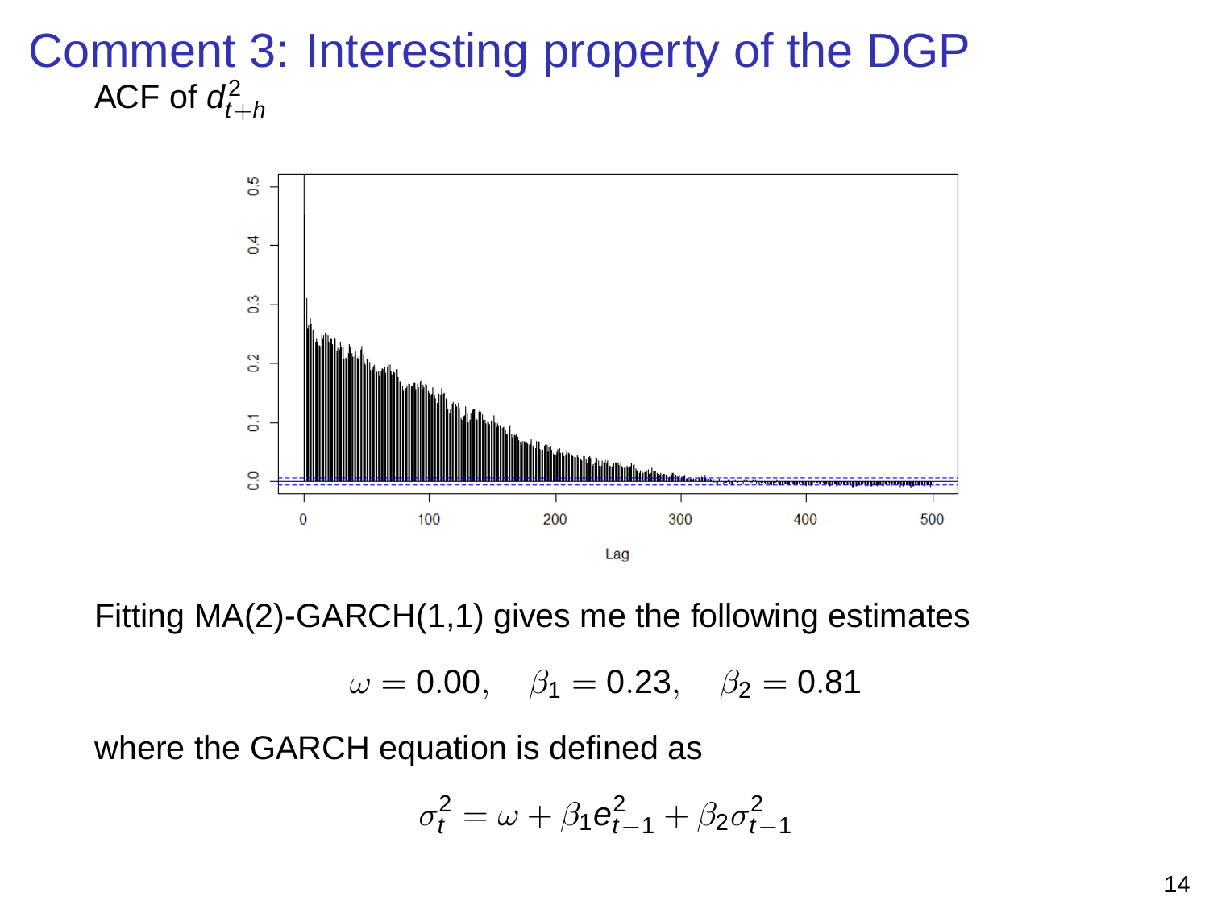# Comment 3: Interesting property of the DGP

ACF of $d_{t+h}^2$

Fitting MA(2)-GARCH(1,1) gives me the following estimates

$$\omega = 0.00, \quad \beta_1 = 0.23, \quad \beta_2 = 0.81$$

where the GARCH equation is defined as

$$\sigma_t^2 = \omega + \beta_1 e_{t-1}^2 + \beta_2 \sigma_{t-1}^2$$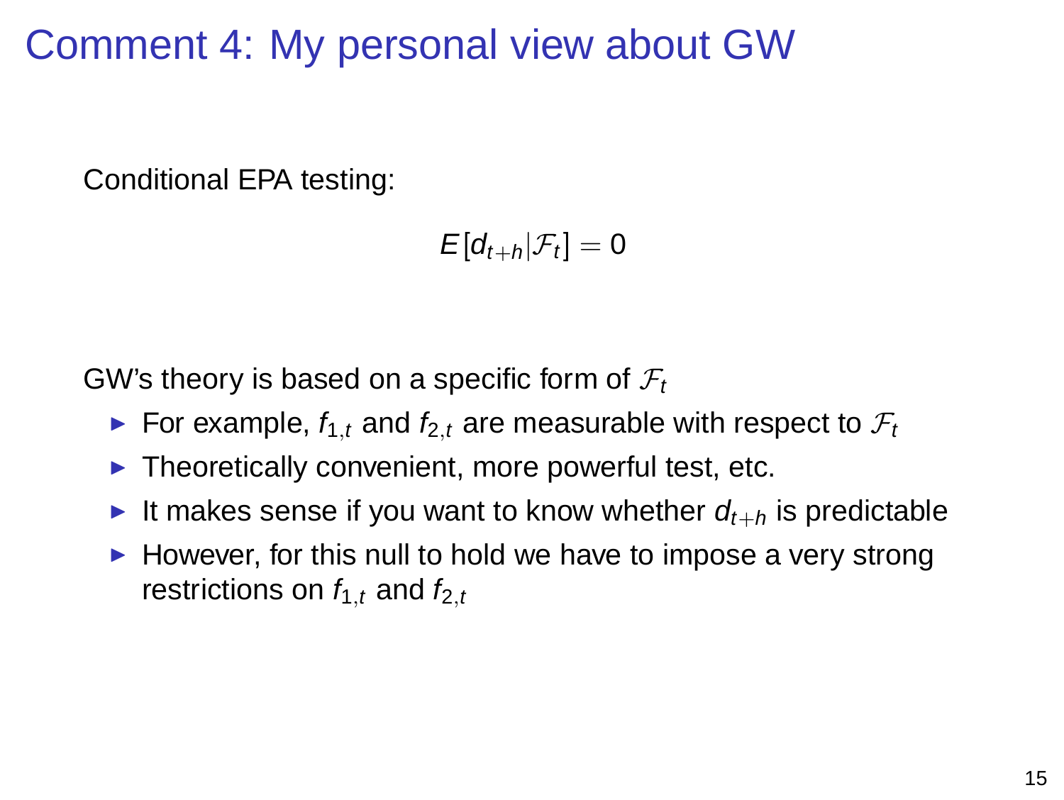# Comment 4: My personal view about GW

Conditional EPA testing:

$$E[d_{t+h}|\mathcal{F}_t] = 0$$

GW's theory is based on a specific form of $\mathcal{F}_t$

- For example, $f_{1,t}$ and $f_{2,t}$ are measurable with respect to $\mathcal{F}_t$
- Theoretically convenient, more powerful test, etc.
- It makes sense if you want to know whether $d_{t+h}$ is predictable
- However, for this null to hold we have to impose a very strong restrictions on $f_{1,t}$ and $f_{2,t}$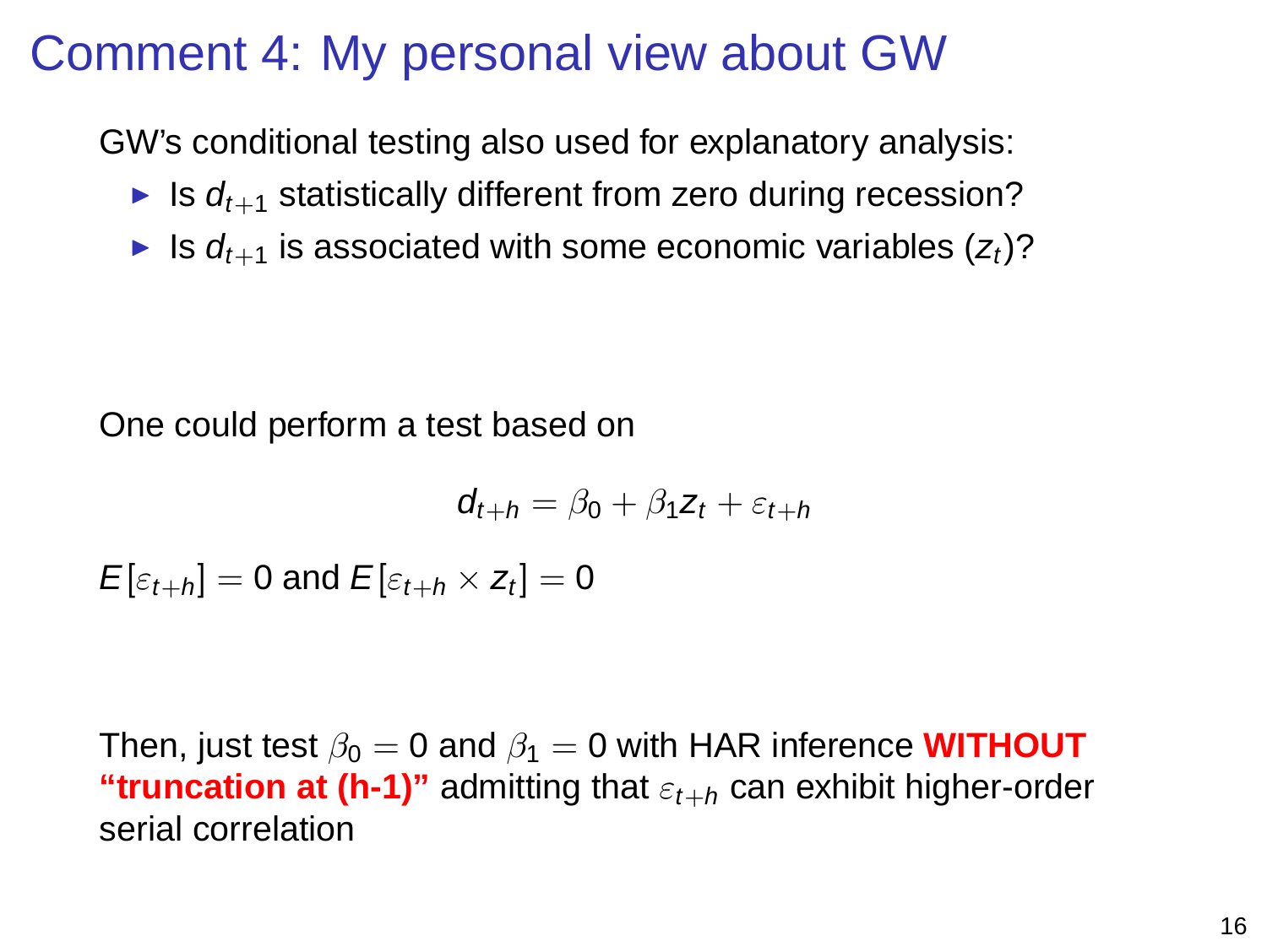# Comment 4: My personal view about GW

GW's conditional testing also used for explanatory analysis:

- Is $d_{t+1}$ statistically different from zero during recession?
- Is $d_{t+1}$ is associated with some economic variables ($z_t$)?

One could perform a test based on

$$d_{t+h} = \beta_0 + \beta_1 z_t + \varepsilon_{t+h}$$

$E[\varepsilon_{t+h}] = 0$ and $E[\varepsilon_{t+h} \times z_t] = 0$

Then, just test $\beta_0 = 0$ and $\beta_1 = 0$ with HAR inference **WITHOUT "truncation at (h-1)"** admitting that $\varepsilon_{t+h}$ can exhibit higher-order serial correlation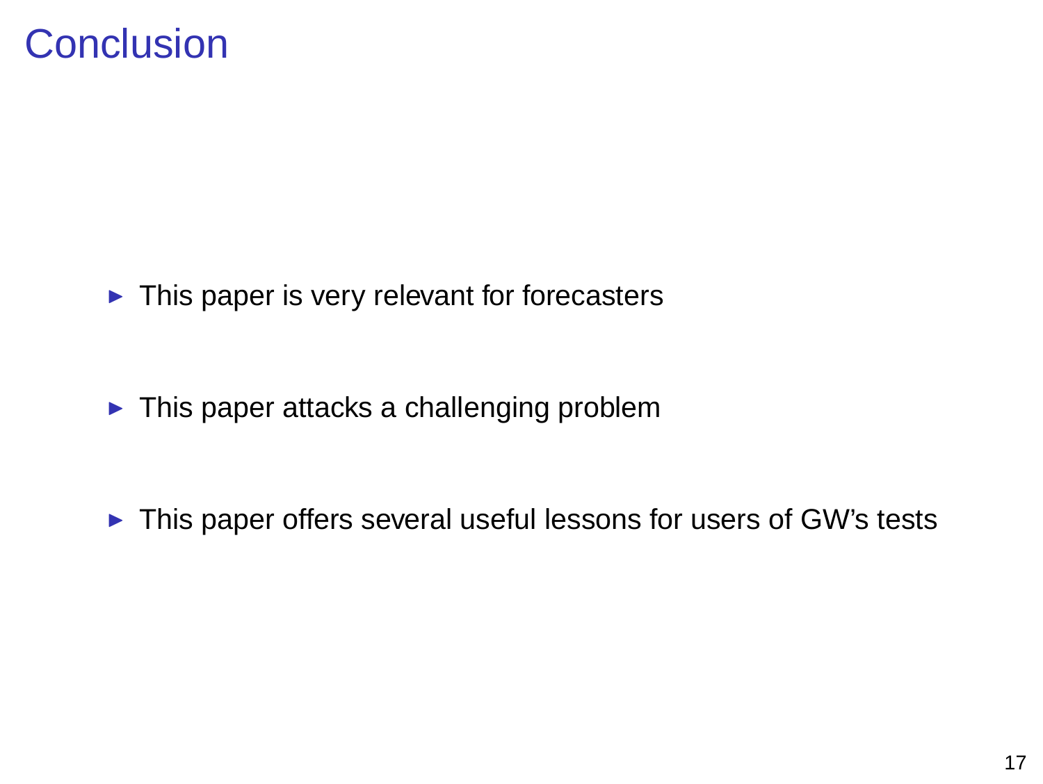# Conclusion

- This paper is very relevant for forecasters
- This paper attacks a challenging problem
- This paper offers several useful lessons for users of GW's tests